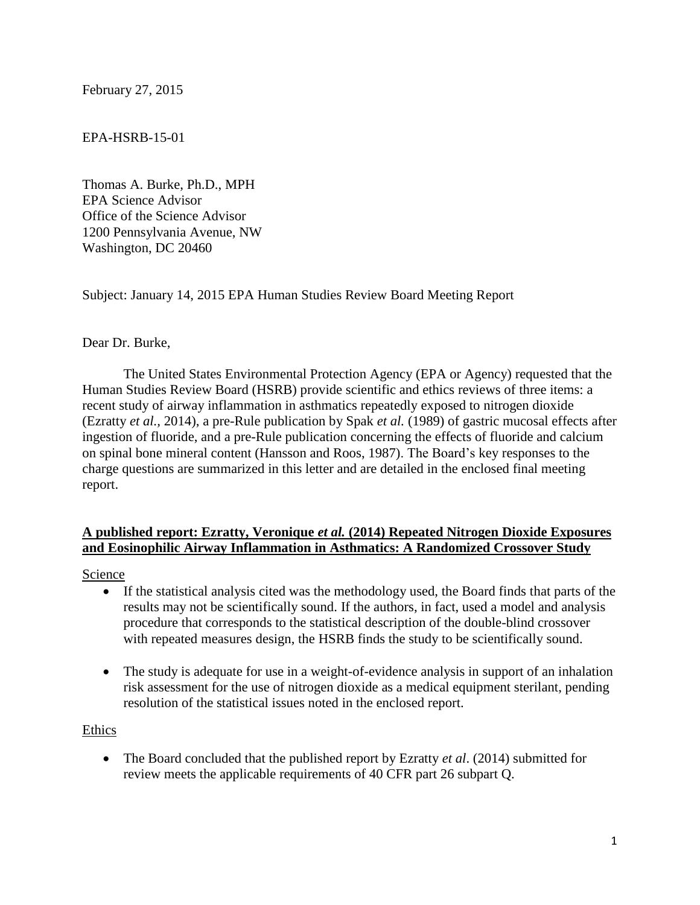February 27, 2015

EPA-HSRB-15-01

Thomas A. Burke, Ph.D., MPH
EPA Science Advisor
Office of the Science Advisor
1200 Pennsylvania Avenue, NW
Washington, DC 20460

Subject: January 14, 2015 EPA Human Studies Review Board Meeting Report

Dear Dr. Burke,

The United States Environmental Protection Agency (EPA or Agency) requested that the Human Studies Review Board (HSRB) provide scientific and ethics reviews of three items: a recent study of airway inflammation in asthmatics repeatedly exposed to nitrogen dioxide (Ezratty *et al.,* 2014), a pre-Rule publication by Spak *et al.* (1989) of gastric mucosal effects after ingestion of fluoride, and a pre-Rule publication concerning the effects of fluoride and calcium on spinal bone mineral content (Hansson and Roos, 1987). The Board's key responses to the charge questions are summarized in this letter and are detailed in the enclosed final meeting report.

**A published report: Ezratty, Veronique *et al.* (2014) Repeated Nitrogen Dioxide Exposures and Eosinophilic Airway Inflammation in Asthmatics: A Randomized Crossover Study**

Science

- If the statistical analysis cited was the methodology used, the Board finds that parts of the results may not be scientifically sound. If the authors, in fact, used a model and analysis procedure that corresponds to the statistical description of the double-blind crossover with repeated measures design, the HSRB finds the study to be scientifically sound.
- The study is adequate for use in a weight-of-evidence analysis in support of an inhalation risk assessment for the use of nitrogen dioxide as a medical equipment sterilant, pending resolution of the statistical issues noted in the enclosed report.

Ethics

- The Board concluded that the published report by Ezratty *et al*. (2014) submitted for review meets the applicable requirements of 40 CFR part 26 subpart Q.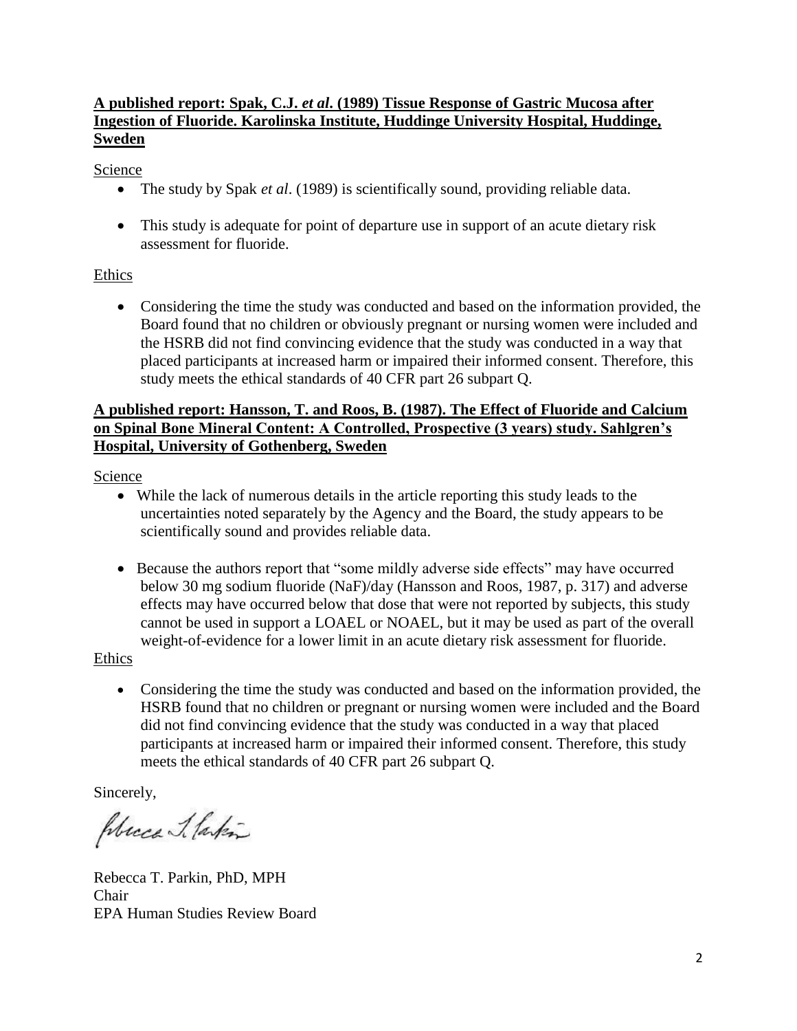**A published report: Spak, C.J. *et al*. (1989) Tissue Response of Gastric Mucosa after Ingestion of Fluoride. Karolinska Institute, Huddinge University Hospital, Huddinge, Sweden**

Science

- The study by Spak *et al*. (1989) is scientifically sound, providing reliable data.
- This study is adequate for point of departure use in support of an acute dietary risk assessment for fluoride.

Ethics

- Considering the time the study was conducted and based on the information provided, the Board found that no children or obviously pregnant or nursing women were included and the HSRB did not find convincing evidence that the study was conducted in a way that placed participants at increased harm or impaired their informed consent. Therefore, this study meets the ethical standards of 40 CFR part 26 subpart Q.

**A published report: Hansson, T. and Roos, B. (1987). The Effect of Fluoride and Calcium on Spinal Bone Mineral Content: A Controlled, Prospective (3 years) study. Sahlgren's Hospital, University of Gothenberg, Sweden**

Science

- While the lack of numerous details in the article reporting this study leads to the uncertainties noted separately by the Agency and the Board, the study appears to be scientifically sound and provides reliable data.
- Because the authors report that "some mildly adverse side effects" may have occurred below 30 mg sodium fluoride (NaF)/day (Hansson and Roos, 1987, p. 317) and adverse effects may have occurred below that dose that were not reported by subjects, this study cannot be used in support a LOAEL or NOAEL, but it may be used as part of the overall weight-of-evidence for a lower limit in an acute dietary risk assessment for fluoride.

Ethics

- Considering the time the study was conducted and based on the information provided, the HSRB found that no children or pregnant or nursing women were included and the Board did not find convincing evidence that the study was conducted in a way that placed participants at increased harm or impaired their informed consent. Therefore, this study meets the ethical standards of 40 CFR part 26 subpart Q.

Sincerely,

Rebecca T. Parkin, PhD, MPH
Chair
EPA Human Studies Review Board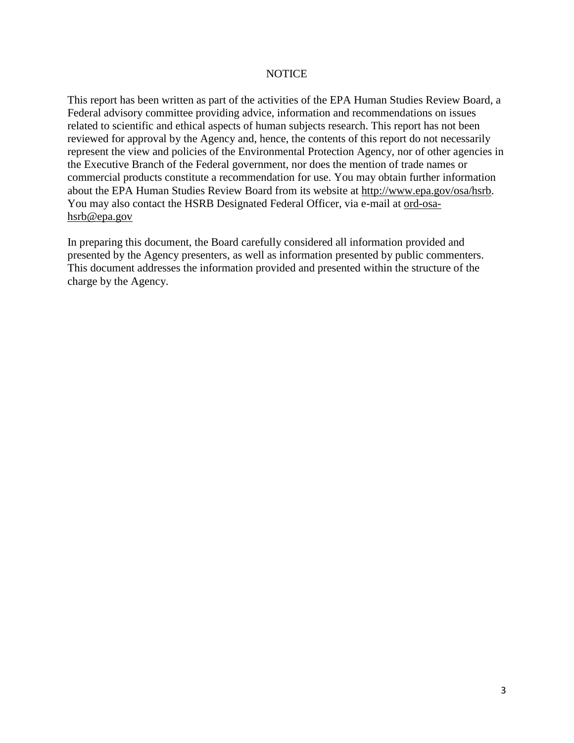# NOTICE

This report has been written as part of the activities of the EPA Human Studies Review Board, a Federal advisory committee providing advice, information and recommendations on issues related to scientific and ethical aspects of human subjects research. This report has not been reviewed for approval by the Agency and, hence, the contents of this report do not necessarily represent the view and policies of the Environmental Protection Agency, nor of other agencies in the Executive Branch of the Federal government, nor does the mention of trade names or commercial products constitute a recommendation for use. You may obtain further information about the EPA Human Studies Review Board from its website at http://www.epa.gov/osa/hsrb. You may also contact the HSRB Designated Federal Officer, via e-mail at ord-osa-hsrb@epa.gov

In preparing this document, the Board carefully considered all information provided and presented by the Agency presenters, as well as information presented by public commenters. This document addresses the information provided and presented within the structure of the charge by the Agency.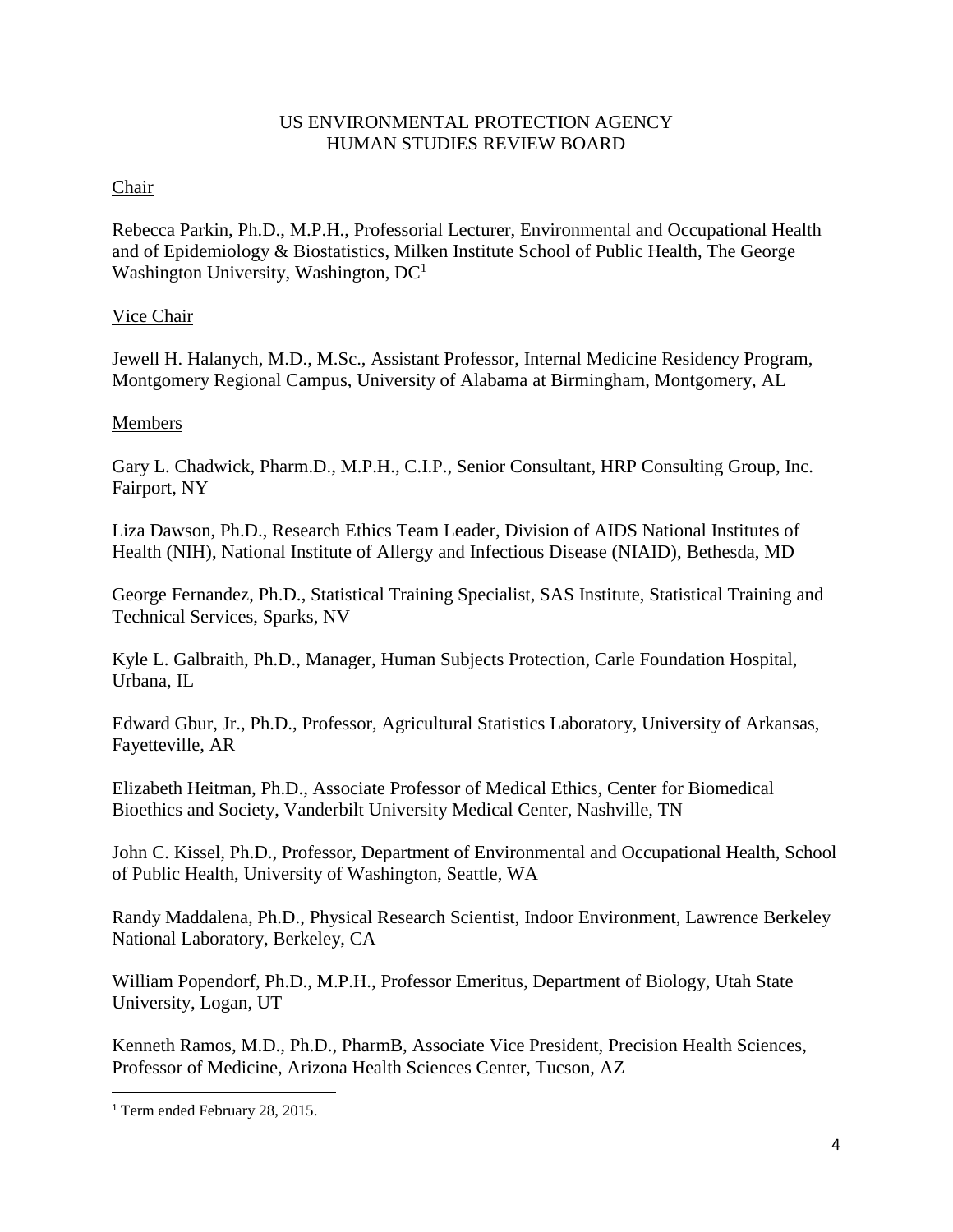# US ENVIRONMENTAL PROTECTION AGENCY
# HUMAN STUDIES REVIEW BOARD

## Chair

Rebecca Parkin, Ph.D., M.P.H., Professorial Lecturer, Environmental and Occupational Health and of Epidemiology & Biostatistics, Milken Institute School of Public Health, The George Washington University, Washington, DC[1]

## Vice Chair

Jewell H. Halanych, M.D., M.Sc., Assistant Professor, Internal Medicine Residency Program, Montgomery Regional Campus, University of Alabama at Birmingham, Montgomery, AL

## Members

Gary L. Chadwick, Pharm.D., M.P.H., C.I.P., Senior Consultant, HRP Consulting Group, Inc. Fairport, NY

Liza Dawson, Ph.D., Research Ethics Team Leader, Division of AIDS National Institutes of Health (NIH), National Institute of Allergy and Infectious Disease (NIAID), Bethesda, MD

George Fernandez, Ph.D., Statistical Training Specialist, SAS Institute, Statistical Training and Technical Services, Sparks, NV

Kyle L. Galbraith, Ph.D., Manager, Human Subjects Protection, Carle Foundation Hospital, Urbana, IL

Edward Gbur, Jr., Ph.D., Professor, Agricultural Statistics Laboratory, University of Arkansas, Fayetteville, AR

Elizabeth Heitman, Ph.D., Associate Professor of Medical Ethics, Center for Biomedical Bioethics and Society, Vanderbilt University Medical Center, Nashville, TN

John C. Kissel, Ph.D., Professor, Department of Environmental and Occupational Health, School of Public Health, University of Washington, Seattle, WA

Randy Maddalena, Ph.D., Physical Research Scientist, Indoor Environment, Lawrence Berkeley National Laboratory, Berkeley, CA

William Popendorf, Ph.D., M.P.H., Professor Emeritus, Department of Biology, Utah State University, Logan, UT

Kenneth Ramos, M.D., Ph.D., PharmB, Associate Vice President, Precision Health Sciences, Professor of Medicine, Arizona Health Sciences Center, Tucson, AZ

---

[1] Term ended February 28, 2015.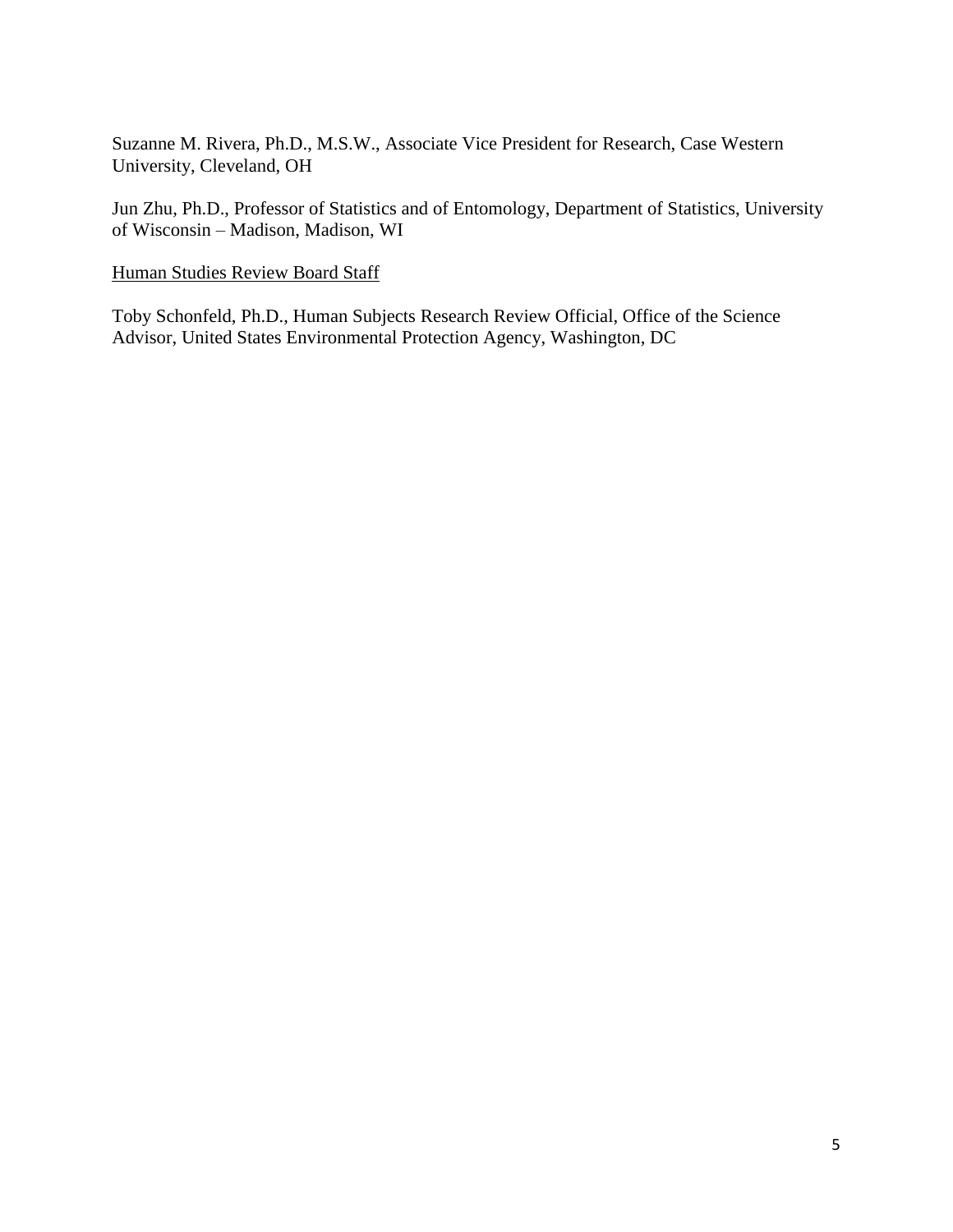Suzanne M. Rivera, Ph.D., M.S.W., Associate Vice President for Research, Case Western University, Cleveland, OH

Jun Zhu, Ph.D., Professor of Statistics and of Entomology, Department of Statistics, University of Wisconsin – Madison, Madison, WI

<u>Human Studies Review Board Staff</u>

Toby Schonfeld, Ph.D., Human Subjects Research Review Official, Office of the Science Advisor, United States Environmental Protection Agency, Washington, DC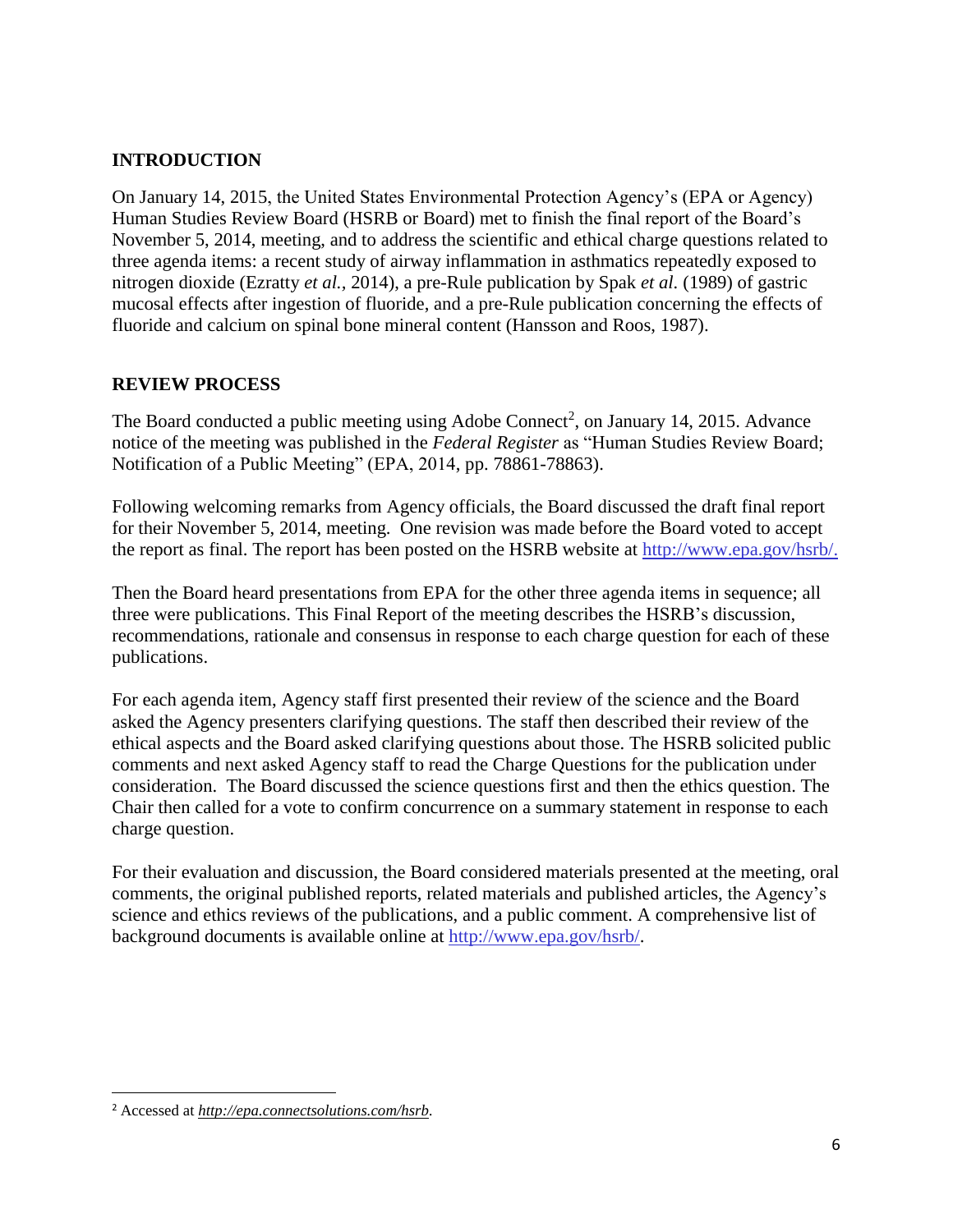## INTRODUCTION

On January 14, 2015, the United States Environmental Protection Agency's (EPA or Agency) Human Studies Review Board (HSRB or Board) met to finish the final report of the Board's November 5, 2014, meeting, and to address the scientific and ethical charge questions related to three agenda items: a recent study of airway inflammation in asthmatics repeatedly exposed to nitrogen dioxide (Ezratty *et al.*, 2014), a pre-Rule publication by Spak *et al*. (1989) of gastric mucosal effects after ingestion of fluoride, and a pre-Rule publication concerning the effects of fluoride and calcium on spinal bone mineral content (Hansson and Roos, 1987).

## REVIEW PROCESS

The Board conducted a public meeting using Adobe Connect[2], on January 14, 2015. Advance notice of the meeting was published in the *Federal Register* as "Human Studies Review Board; Notification of a Public Meeting" (EPA, 2014, pp. 78861-78863).

Following welcoming remarks from Agency officials, the Board discussed the draft final report for their November 5, 2014, meeting. One revision was made before the Board voted to accept the report as final. The report has been posted on the HSRB website at http://www.epa.gov/hsrb/.

Then the Board heard presentations from EPA for the other three agenda items in sequence; all three were publications. This Final Report of the meeting describes the HSRB's discussion, recommendations, rationale and consensus in response to each charge question for each of these publications.

For each agenda item, Agency staff first presented their review of the science and the Board asked the Agency presenters clarifying questions. The staff then described their review of the ethical aspects and the Board asked clarifying questions about those. The HSRB solicited public comments and next asked Agency staff to read the Charge Questions for the publication under consideration. The Board discussed the science questions first and then the ethics question. The Chair then called for a vote to confirm concurrence on a summary statement in response to each charge question.

For their evaluation and discussion, the Board considered materials presented at the meeting, oral comments, the original published reports, related materials and published articles, the Agency's science and ethics reviews of the publications, and a public comment. A comprehensive list of background documents is available online at http://www.epa.gov/hsrb/.

---

[2] Accessed at *http://epa.connectsolutions.com/hsrb*.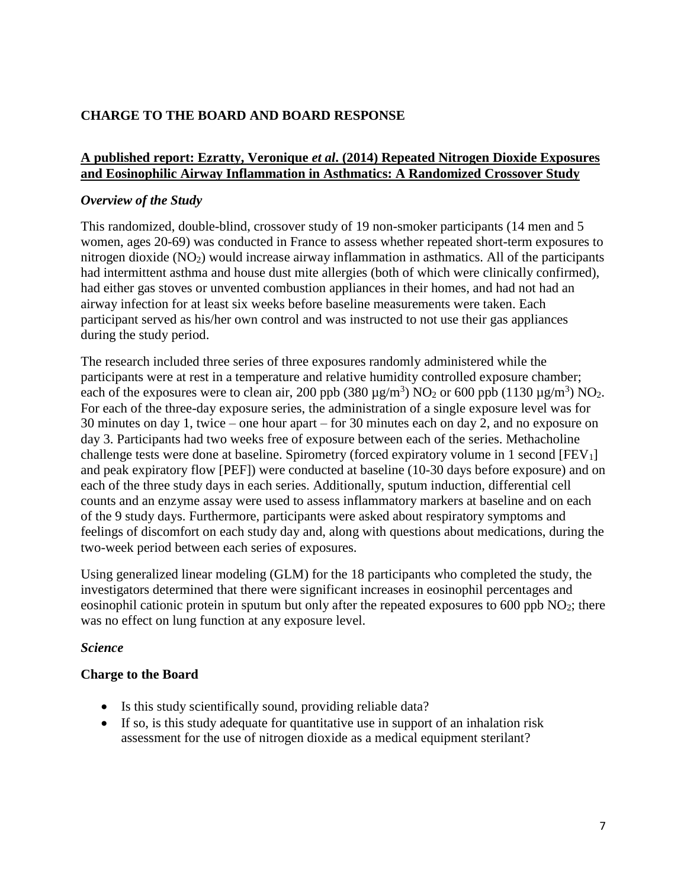## CHARGE TO THE BOARD AND BOARD RESPONSE

### A published report: Ezratty, Veronique *et al*. (2014) Repeated Nitrogen Dioxide Exposures and Eosinophilic Airway Inflammation in Asthmatics: A Randomized Crossover Study

#### *Overview of the Study*

This randomized, double-blind, crossover study of 19 non-smoker participants (14 men and 5 women, ages 20-69) was conducted in France to assess whether repeated short-term exposures to nitrogen dioxide ($NO_2$) would increase airway inflammation in asthmatics. All of the participants had intermittent asthma and house dust mite allergies (both of which were clinically confirmed), had either gas stoves or unvented combustion appliances in their homes, and had not had an airway infection for at least six weeks before baseline measurements were taken. Each participant served as his/her own control and was instructed to not use their gas appliances during the study period.

The research included three series of three exposures randomly administered while the participants were at rest in a temperature and relative humidity controlled exposure chamber; each of the exposures were to clean air, 200 ppb (380 µg/m$^3$) $NO_2$ or 600 ppb (1130 µg/m$^3$) $NO_2$. For each of the three-day exposure series, the administration of a single exposure level was for 30 minutes on day 1, twice – one hour apart – for 30 minutes each on day 2, and no exposure on day 3. Participants had two weeks free of exposure between each of the series. Methacholine challenge tests were done at baseline. Spirometry (forced expiratory volume in 1 second [$FEV_1$] and peak expiratory flow [PEF]) were conducted at baseline (10-30 days before exposure) and on each of the three study days in each series. Additionally, sputum induction, differential cell counts and an enzyme assay were used to assess inflammatory markers at baseline and on each of the 9 study days. Furthermore, participants were asked about respiratory symptoms and feelings of discomfort on each study day and, along with questions about medications, during the two-week period between each series of exposures.

Using generalized linear modeling (GLM) for the 18 participants who completed the study, the investigators determined that there were significant increases in eosinophil percentages and eosinophil cationic protein in sputum but only after the repeated exposures to 600 ppb $NO_2$; there was no effect on lung function at any exposure level.

#### *Science*

#### Charge to the Board

- Is this study scientifically sound, providing reliable data?
- If so, is this study adequate for quantitative use in support of an inhalation risk assessment for the use of nitrogen dioxide as a medical equipment sterilant?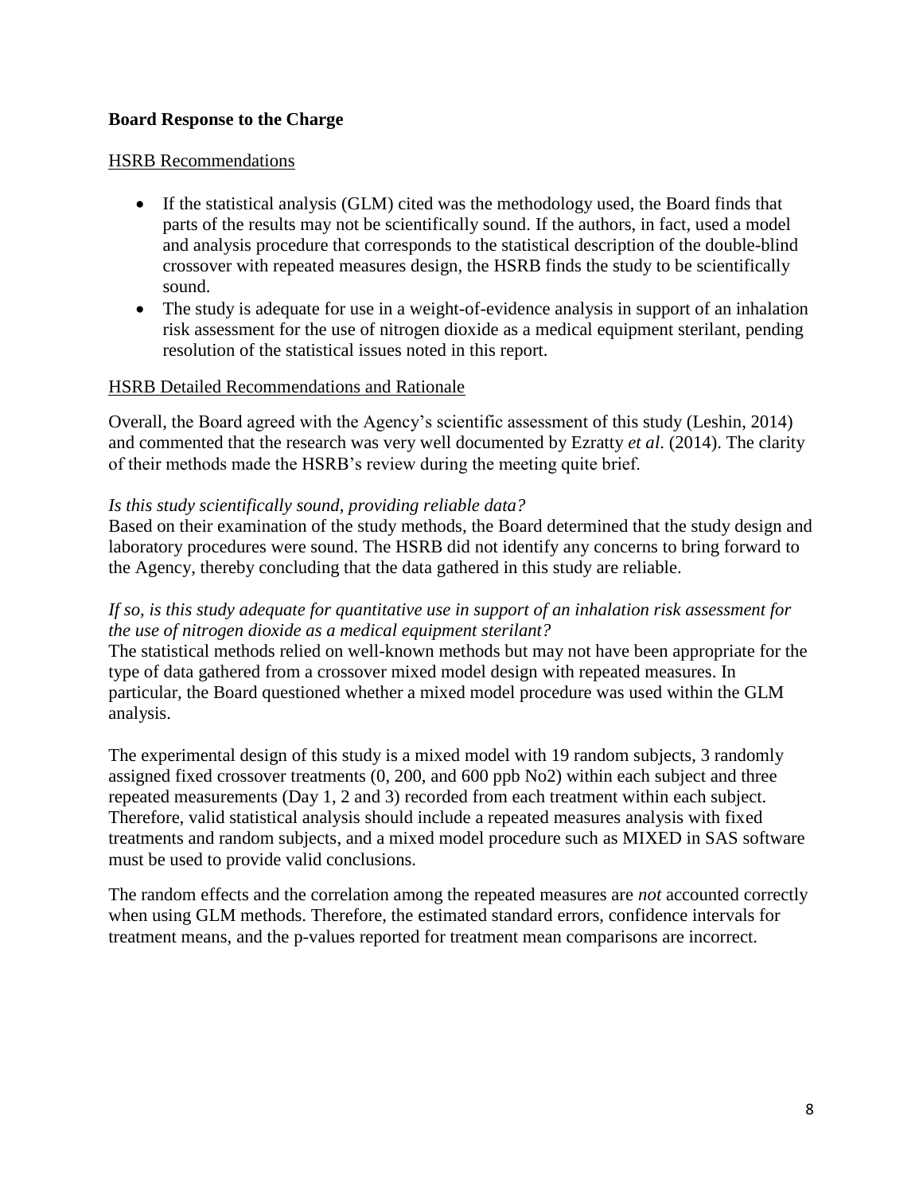**Board Response to the Charge**

<u>HSRB Recommendations</u>

- If the statistical analysis (GLM) cited was the methodology used, the Board finds that parts of the results may not be scientifically sound. If the authors, in fact, used a model and analysis procedure that corresponds to the statistical description of the double-blind crossover with repeated measures design, the HSRB finds the study to be scientifically sound.
- The study is adequate for use in a weight-of-evidence analysis in support of an inhalation risk assessment for the use of nitrogen dioxide as a medical equipment sterilant, pending resolution of the statistical issues noted in this report.

<u>HSRB Detailed Recommendations and Rationale</u>

Overall, the Board agreed with the Agency's scientific assessment of this study (Leshin, 2014) and commented that the research was very well documented by Ezratty *et al*. (2014). The clarity of their methods made the HSRB's review during the meeting quite brief.

*Is this study scientifically sound, providing reliable data?*

Based on their examination of the study methods, the Board determined that the study design and laboratory procedures were sound. The HSRB did not identify any concerns to bring forward to the Agency, thereby concluding that the data gathered in this study are reliable.

*If so, is this study adequate for quantitative use in support of an inhalation risk assessment for the use of nitrogen dioxide as a medical equipment sterilant?*

The statistical methods relied on well-known methods but may not have been appropriate for the type of data gathered from a crossover mixed model design with repeated measures. In particular, the Board questioned whether a mixed model procedure was used within the GLM analysis.

The experimental design of this study is a mixed model with 19 random subjects, 3 randomly assigned fixed crossover treatments (0, 200, and 600 ppb No2) within each subject and three repeated measurements (Day 1, 2 and 3) recorded from each treatment within each subject. Therefore, valid statistical analysis should include a repeated measures analysis with fixed treatments and random subjects, and a mixed model procedure such as MIXED in SAS software must be used to provide valid conclusions.

The random effects and the correlation among the repeated measures are *not* accounted correctly when using GLM methods. Therefore, the estimated standard errors, confidence intervals for treatment means, and the p-values reported for treatment mean comparisons are incorrect.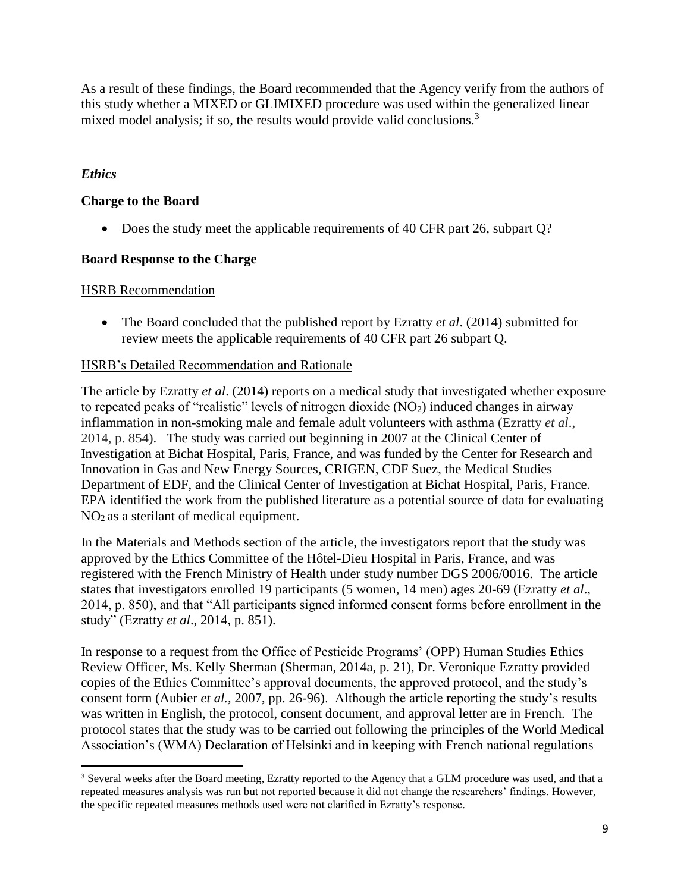As a result of these findings, the Board recommended that the Agency verify from the authors of this study whether a MIXED or GLIMIXED procedure was used within the generalized linear mixed model analysis; if so, the results would provide valid conclusions.[3]

### *Ethics*

**Charge to the Board**

- Does the study meet the applicable requirements of 40 CFR part 26, subpart Q?

**Board Response to the Charge**

HSRB Recommendation

- The Board concluded that the published report by Ezratty *et al*. (2014) submitted for review meets the applicable requirements of 40 CFR part 26 subpart Q.

HSRB's Detailed Recommendation and Rationale

The article by Ezratty *et al*. (2014) reports on a medical study that investigated whether exposure to repeated peaks of "realistic" levels of nitrogen dioxide ($NO_2$) induced changes in airway inflammation in non-smoking male and female adult volunteers with asthma (Ezratty *et al*., 2014, p. 854). The study was carried out beginning in 2007 at the Clinical Center of Investigation at Bichat Hospital, Paris, France, and was funded by the Center for Research and Innovation in Gas and New Energy Sources, CRIGEN, CDF Suez, the Medical Studies Department of EDF, and the Clinical Center of Investigation at Bichat Hospital, Paris, France. EPA identified the work from the published literature as a potential source of data for evaluating $NO_2$ as a sterilant of medical equipment.

In the Materials and Methods section of the article, the investigators report that the study was approved by the Ethics Committee of the Hôtel-Dieu Hospital in Paris, France, and was registered with the French Ministry of Health under study number DGS 2006/0016. The article states that investigators enrolled 19 participants (5 women, 14 men) ages 20-69 (Ezratty *et al*., 2014, p. 850), and that "All participants signed informed consent forms before enrollment in the study" (Ezratty *et al*., 2014, p. 851).

In response to a request from the Office of Pesticide Programs' (OPP) Human Studies Ethics Review Officer, Ms. Kelly Sherman (Sherman, 2014a, p. 21), Dr. Veronique Ezratty provided copies of the Ethics Committee's approval documents, the approved protocol, and the study's consent form (Aubier *et al.,* 2007, pp. 26-96). Although the article reporting the study's results was written in English, the protocol, consent document, and approval letter are in French. The protocol states that the study was to be carried out following the principles of the World Medical Association's (WMA) Declaration of Helsinki and in keeping with French national regulations

---

[3] Several weeks after the Board meeting, Ezratty reported to the Agency that a GLM procedure was used, and that a repeated measures analysis was run but not reported because it did not change the researchers' findings. However, the specific repeated measures methods used were not clarified in Ezratty's response.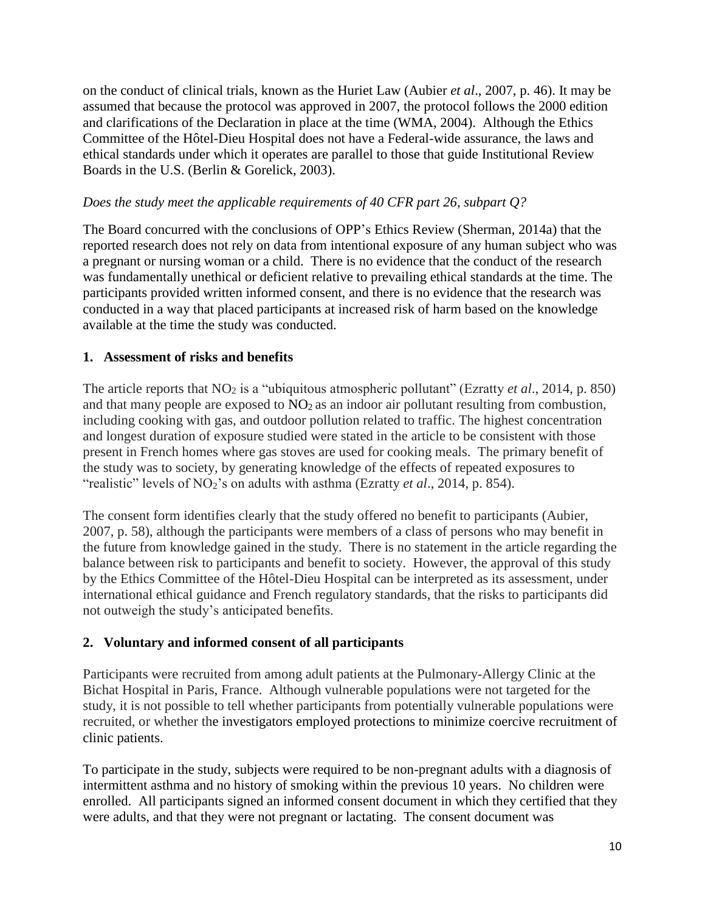on the conduct of clinical trials, known as the Huriet Law (Aubier *et al*., 2007, p. 46). It may be assumed that because the protocol was approved in 2007, the protocol follows the 2000 edition and clarifications of the Declaration in place at the time (WMA, 2004). Although the Ethics Committee of the Hôtel-Dieu Hospital does not have a Federal-wide assurance, the laws and ethical standards under which it operates are parallel to those that guide Institutional Review Boards in the U.S. (Berlin & Gorelick, 2003).

*Does the study meet the applicable requirements of 40 CFR part 26, subpart Q?*

The Board concurred with the conclusions of OPP's Ethics Review (Sherman, 2014a) that the reported research does not rely on data from intentional exposure of any human subject who was a pregnant or nursing woman or a child. There is no evidence that the conduct of the research was fundamentally unethical or deficient relative to prevailing ethical standards at the time. The participants provided written informed consent, and there is no evidence that the research was conducted in a way that placed participants at increased risk of harm based on the knowledge available at the time the study was conducted.

## 1. Assessment of risks and benefits

The article reports that $NO_2$ is a "ubiquitous atmospheric pollutant" (Ezratty *et al*., 2014, p. 850) and that many people are exposed to $NO_2$ as an indoor air pollutant resulting from combustion, including cooking with gas, and outdoor pollution related to traffic. The highest concentration and longest duration of exposure studied were stated in the article to be consistent with those present in French homes where gas stoves are used for cooking meals. The primary benefit of the study was to society, by generating knowledge of the effects of repeated exposures to "realistic" levels of $NO_2$'s on adults with asthma (Ezratty *et al*., 2014, p. 854).

The consent form identifies clearly that the study offered no benefit to participants (Aubier, 2007, p. 58), although the participants were members of a class of persons who may benefit in the future from knowledge gained in the study. There is no statement in the article regarding the balance between risk to participants and benefit to society. However, the approval of this study by the Ethics Committee of the Hôtel-Dieu Hospital can be interpreted as its assessment, under international ethical guidance and French regulatory standards, that the risks to participants did not outweigh the study's anticipated benefits.

## 2. Voluntary and informed consent of all participants

Participants were recruited from among adult patients at the Pulmonary-Allergy Clinic at the Bichat Hospital in Paris, France. Although vulnerable populations were not targeted for the study, it is not possible to tell whether participants from potentially vulnerable populations were recruited, or whether the investigators employed protections to minimize coercive recruitment of clinic patients.

To participate in the study, subjects were required to be non-pregnant adults with a diagnosis of intermittent asthma and no history of smoking within the previous 10 years. No children were enrolled. All participants signed an informed consent document in which they certified that they were adults, and that they were not pregnant or lactating. The consent document was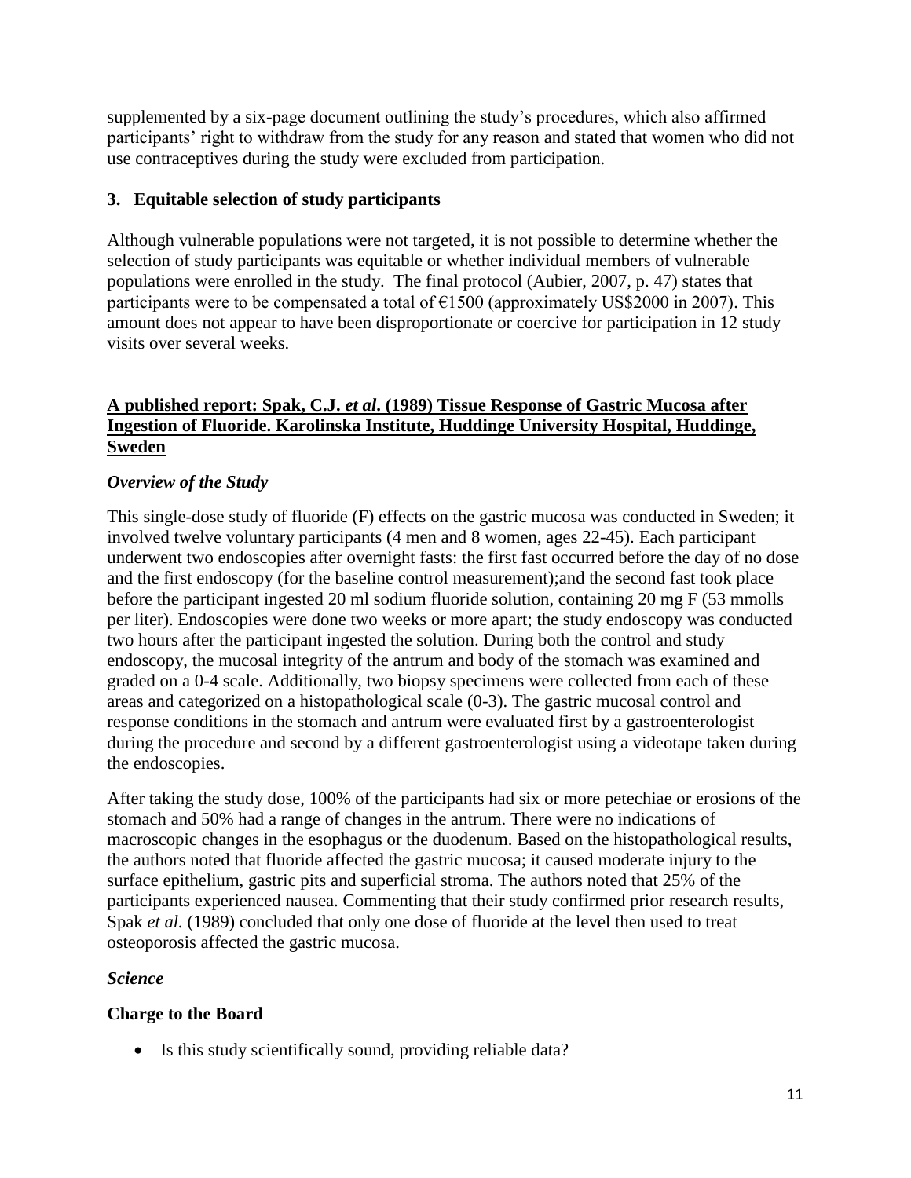supplemented by a six-page document outlining the study's procedures, which also affirmed participants' right to withdraw from the study for any reason and stated that women who did not use contraceptives during the study were excluded from participation.

### 3. Equitable selection of study participants

Although vulnerable populations were not targeted, it is not possible to determine whether the selection of study participants was equitable or whether individual members of vulnerable populations were enrolled in the study. The final protocol (Aubier, 2007, p. 47) states that participants were to be compensated a total of €1500 (approximately US$2000 in 2007). This amount does not appear to have been disproportionate or coercive for participation in 12 study visits over several weeks.

## A published report: Spak, C.J. *et al*. (1989) Tissue Response of Gastric Mucosa after Ingestion of Fluoride. Karolinska Institute, Huddinge University Hospital, Huddinge, Sweden

### *Overview of the Study*

This single-dose study of fluoride (F) effects on the gastric mucosa was conducted in Sweden; it involved twelve voluntary participants (4 men and 8 women, ages 22-45). Each participant underwent two endoscopies after overnight fasts: the first fast occurred before the day of no dose and the first endoscopy (for the baseline control measurement);and the second fast took place before the participant ingested 20 ml sodium fluoride solution, containing 20 mg F (53 mmolls per liter). Endoscopies were done two weeks or more apart; the study endoscopy was conducted two hours after the participant ingested the solution. During both the control and study endoscopy, the mucosal integrity of the antrum and body of the stomach was examined and graded on a 0-4 scale. Additionally, two biopsy specimens were collected from each of these areas and categorized on a histopathological scale (0-3). The gastric mucosal control and response conditions in the stomach and antrum were evaluated first by a gastroenterologist during the procedure and second by a different gastroenterologist using a videotape taken during the endoscopies.

After taking the study dose, 100% of the participants had six or more petechiae or erosions of the stomach and 50% had a range of changes in the antrum. There were no indications of macroscopic changes in the esophagus or the duodenum. Based on the histopathological results, the authors noted that fluoride affected the gastric mucosa; it caused moderate injury to the surface epithelium, gastric pits and superficial stroma. The authors noted that 25% of the participants experienced nausea. Commenting that their study confirmed prior research results, Spak *et al.* (1989) concluded that only one dose of fluoride at the level then used to treat osteoporosis affected the gastric mucosa.

### *Science*

### Charge to the Board

- Is this study scientifically sound, providing reliable data?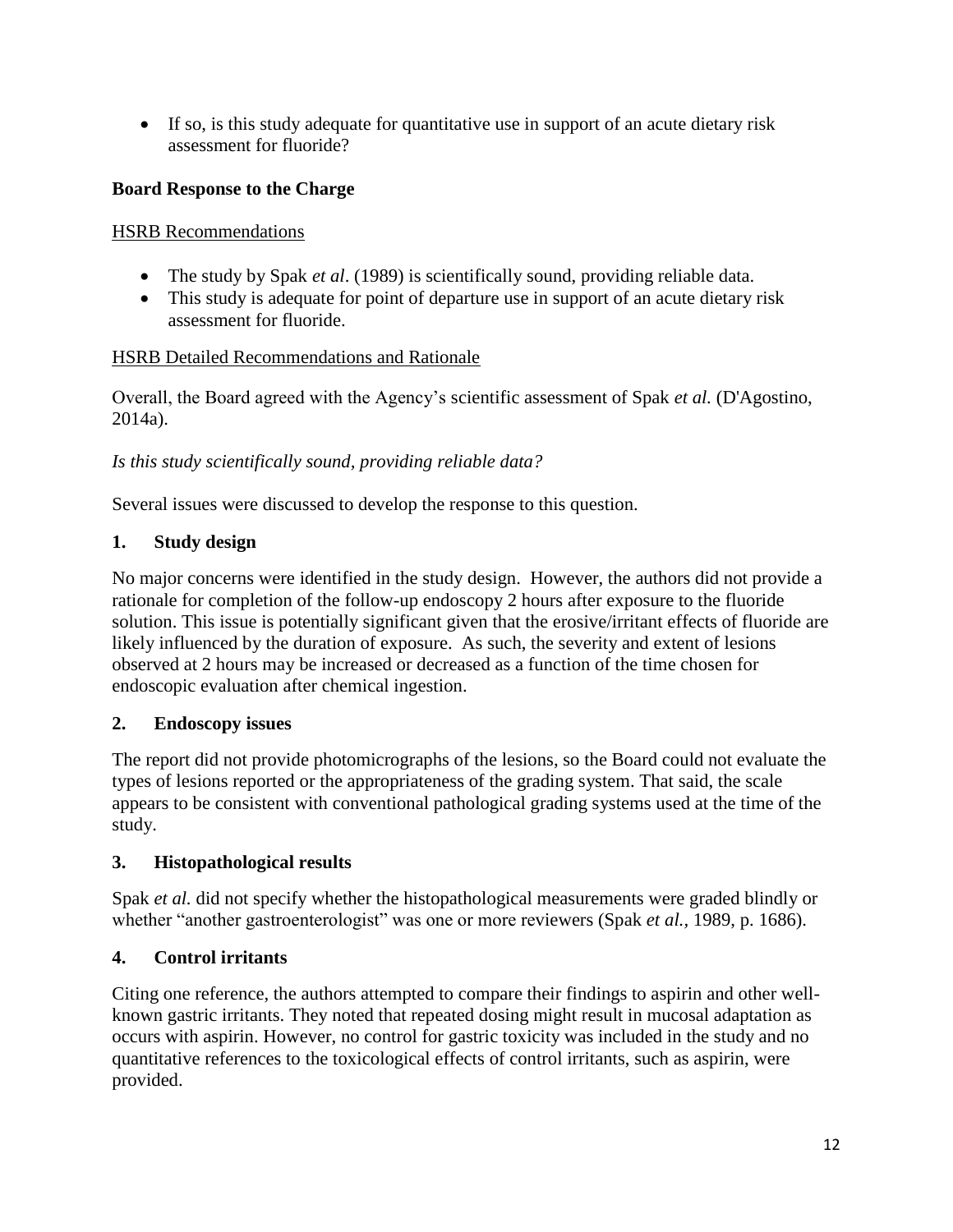- If so, is this study adequate for quantitative use in support of an acute dietary risk assessment for fluoride?

**Board Response to the Charge**

HSRB Recommendations

- The study by Spak *et al*. (1989) is scientifically sound, providing reliable data.
- This study is adequate for point of departure use in support of an acute dietary risk assessment for fluoride.

HSRB Detailed Recommendations and Rationale

Overall, the Board agreed with the Agency's scientific assessment of Spak *et al.* (D'Agostino, 2014a).

*Is this study scientifically sound, providing reliable data?*

Several issues were discussed to develop the response to this question.

**1. Study design**

No major concerns were identified in the study design. However, the authors did not provide a rationale for completion of the follow-up endoscopy 2 hours after exposure to the fluoride solution. This issue is potentially significant given that the erosive/irritant effects of fluoride are likely influenced by the duration of exposure. As such, the severity and extent of lesions observed at 2 hours may be increased or decreased as a function of the time chosen for endoscopic evaluation after chemical ingestion.

**2. Endoscopy issues**

The report did not provide photomicrographs of the lesions, so the Board could not evaluate the types of lesions reported or the appropriateness of the grading system. That said, the scale appears to be consistent with conventional pathological grading systems used at the time of the study.

**3. Histopathological results**

Spak *et al.* did not specify whether the histopathological measurements were graded blindly or whether "another gastroenterologist" was one or more reviewers (Spak *et al.*, 1989, p. 1686).

**4. Control irritants**

Citing one reference, the authors attempted to compare their findings to aspirin and other well-known gastric irritants. They noted that repeated dosing might result in mucosal adaptation as occurs with aspirin. However, no control for gastric toxicity was included in the study and no quantitative references to the toxicological effects of control irritants, such as aspirin, were provided.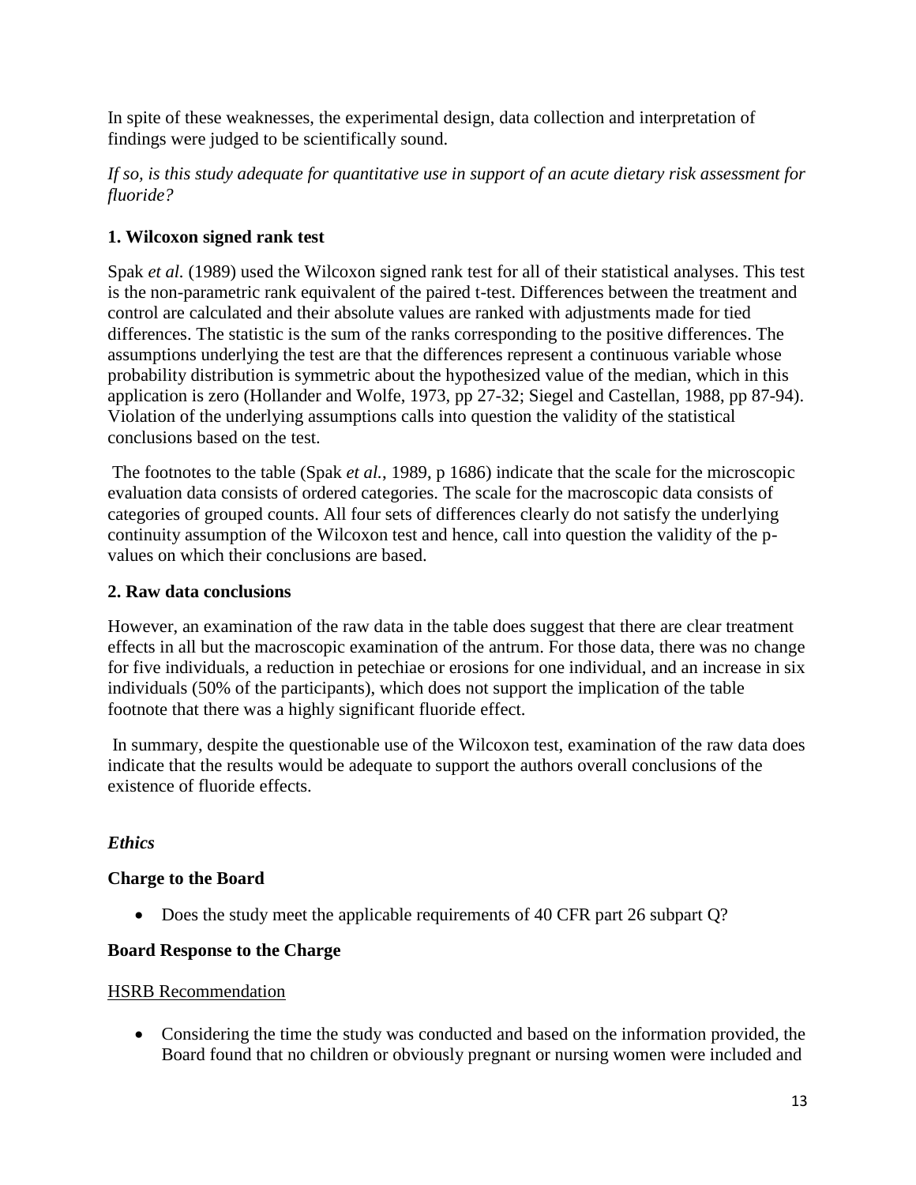In spite of these weaknesses, the experimental design, data collection and interpretation of findings were judged to be scientifically sound.

*If so, is this study adequate for quantitative use in support of an acute dietary risk assessment for fluoride?*

**1. Wilcoxon signed rank test**

Spak *et al.* (1989) used the Wilcoxon signed rank test for all of their statistical analyses. This test is the non-parametric rank equivalent of the paired t-test. Differences between the treatment and control are calculated and their absolute values are ranked with adjustments made for tied differences. The statistic is the sum of the ranks corresponding to the positive differences. The assumptions underlying the test are that the differences represent a continuous variable whose probability distribution is symmetric about the hypothesized value of the median, which in this application is zero (Hollander and Wolfe, 1973, pp 27-32; Siegel and Castellan, 1988, pp 87-94). Violation of the underlying assumptions calls into question the validity of the statistical conclusions based on the test.

The footnotes to the table (Spak *et al.*, 1989, p 1686) indicate that the scale for the microscopic evaluation data consists of ordered categories. The scale for the macroscopic data consists of categories of grouped counts. All four sets of differences clearly do not satisfy the underlying continuity assumption of the Wilcoxon test and hence, call into question the validity of the p-values on which their conclusions are based.

**2. Raw data conclusions**

However, an examination of the raw data in the table does suggest that there are clear treatment effects in all but the macroscopic examination of the antrum. For those data, there was no change for five individuals, a reduction in petechiae or erosions for one individual, and an increase in six individuals (50% of the participants), which does not support the implication of the table footnote that there was a highly significant fluoride effect.

In summary, despite the questionable use of the Wilcoxon test, examination of the raw data does indicate that the results would be adequate to support the authors overall conclusions of the existence of fluoride effects.

### *Ethics*

**Charge to the Board**

- Does the study meet the applicable requirements of 40 CFR part 26 subpart Q?

**Board Response to the Charge**

HSRB Recommendation

- Considering the time the study was conducted and based on the information provided, the Board found that no children or obviously pregnant or nursing women were included and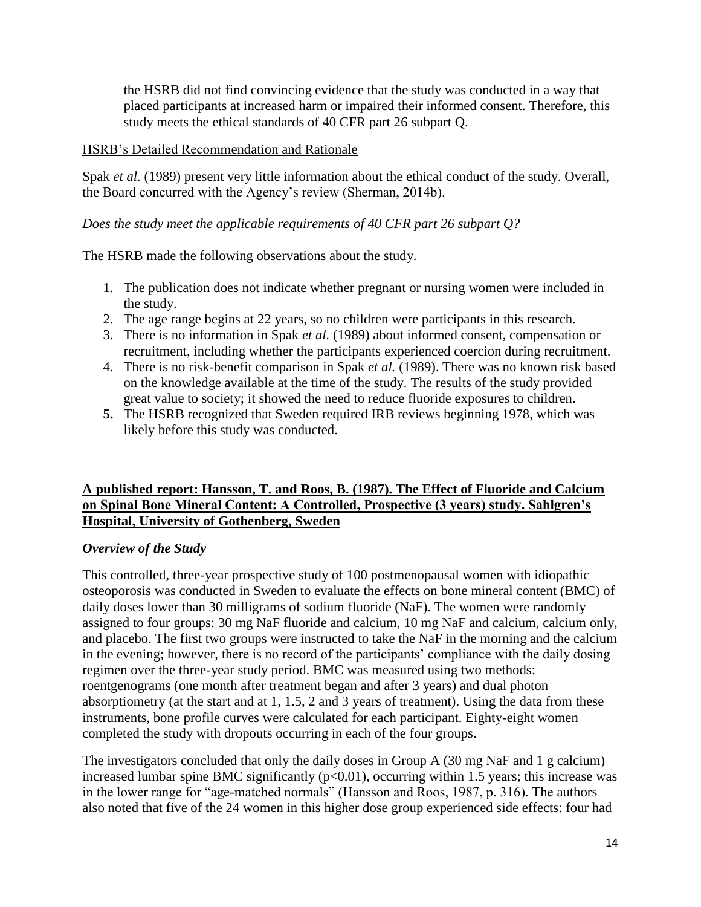the HSRB did not find convincing evidence that the study was conducted in a way that placed participants at increased harm or impaired their informed consent. Therefore, this study meets the ethical standards of 40 CFR part 26 subpart Q.

HSRB's Detailed Recommendation and Rationale

Spak *et al.* (1989) present very little information about the ethical conduct of the study. Overall, the Board concurred with the Agency's review (Sherman, 2014b).

*Does the study meet the applicable requirements of 40 CFR part 26 subpart Q?*

The HSRB made the following observations about the study.

1. The publication does not indicate whether pregnant or nursing women were included in the study.
2. The age range begins at 22 years, so no children were participants in this research.
3. There is no information in Spak *et al.* (1989) about informed consent, compensation or recruitment, including whether the participants experienced coercion during recruitment.
4. There is no risk-benefit comparison in Spak *et al.* (1989). There was no known risk based on the knowledge available at the time of the study. The results of the study provided great value to society; it showed the need to reduce fluoride exposures to children.
5. The HSRB recognized that Sweden required IRB reviews beginning 1978, which was likely before this study was conducted.

**A published report: Hansson, T. and Roos, B. (1987). The Effect of Fluoride and Calcium on Spinal Bone Mineral Content: A Controlled, Prospective (3 years) study. Sahlgren's Hospital, University of Gothenberg, Sweden**

***Overview of the Study***

This controlled, three-year prospective study of 100 postmenopausal women with idiopathic osteoporosis was conducted in Sweden to evaluate the effects on bone mineral content (BMC) of daily doses lower than 30 milligrams of sodium fluoride (NaF). The women were randomly assigned to four groups: 30 mg NaF fluoride and calcium, 10 mg NaF and calcium, calcium only, and placebo. The first two groups were instructed to take the NaF in the morning and the calcium in the evening; however, there is no record of the participants' compliance with the daily dosing regimen over the three-year study period. BMC was measured using two methods: roentgenograms (one month after treatment began and after 3 years) and dual photon absorptiometry (at the start and at 1, 1.5, 2 and 3 years of treatment). Using the data from these instruments, bone profile curves were calculated for each participant. Eighty-eight women completed the study with dropouts occurring in each of the four groups.

The investigators concluded that only the daily doses in Group A (30 mg NaF and 1 g calcium) increased lumbar spine BMC significantly ($p<0.01$), occurring within 1.5 years; this increase was in the lower range for "age-matched normals" (Hansson and Roos, 1987, p. 316). The authors also noted that five of the 24 women in this higher dose group experienced side effects: four had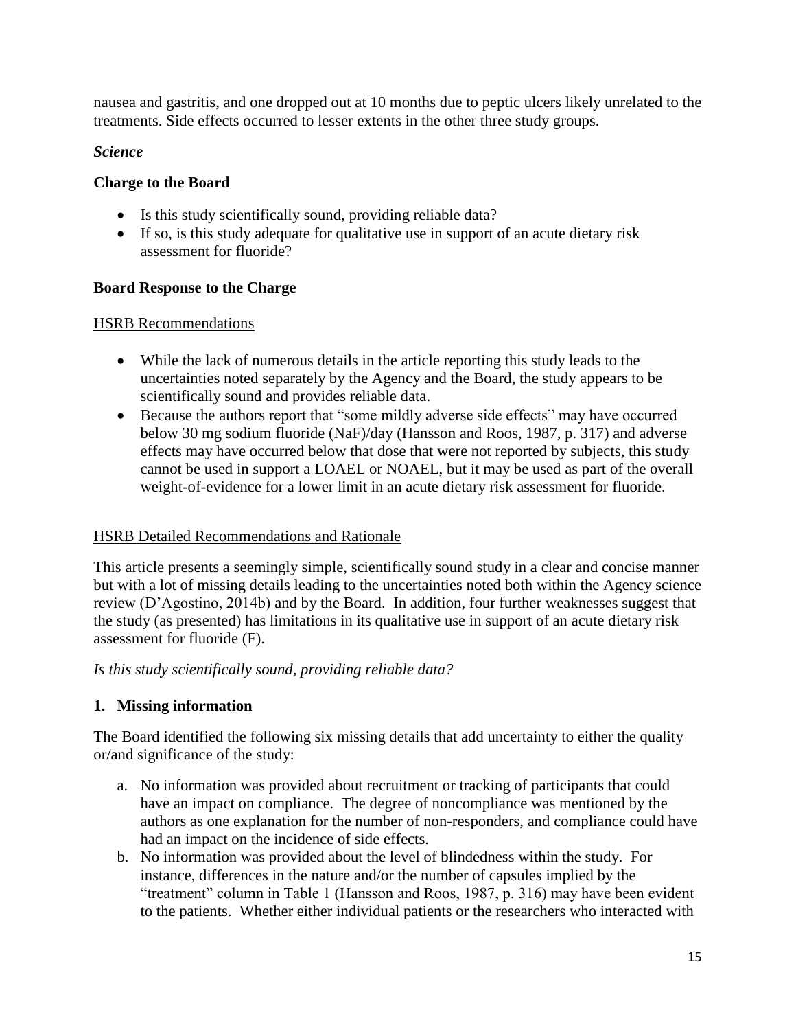nausea and gastritis, and one dropped out at 10 months due to peptic ulcers likely unrelated to the treatments. Side effects occurred to lesser extents in the other three study groups.

*Science*

**Charge to the Board**

- Is this study scientifically sound, providing reliable data?
- If so, is this study adequate for qualitative use in support of an acute dietary risk assessment for fluoride?

**Board Response to the Charge**

HSRB Recommendations

- While the lack of numerous details in the article reporting this study leads to the uncertainties noted separately by the Agency and the Board, the study appears to be scientifically sound and provides reliable data.
- Because the authors report that "some mildly adverse side effects" may have occurred below 30 mg sodium fluoride (NaF)/day (Hansson and Roos, 1987, p. 317) and adverse effects may have occurred below that dose that were not reported by subjects, this study cannot be used in support a LOAEL or NOAEL, but it may be used as part of the overall weight-of-evidence for a lower limit in an acute dietary risk assessment for fluoride.

HSRB Detailed Recommendations and Rationale

This article presents a seemingly simple, scientifically sound study in a clear and concise manner but with a lot of missing details leading to the uncertainties noted both within the Agency science review (D'Agostino, 2014b) and by the Board. In addition, four further weaknesses suggest that the study (as presented) has limitations in its qualitative use in support of an acute dietary risk assessment for fluoride (F).

*Is this study scientifically sound, providing reliable data?*

**1. Missing information**

The Board identified the following six missing details that add uncertainty to either the quality or/and significance of the study:

a. No information was provided about recruitment or tracking of participants that could have an impact on compliance. The degree of noncompliance was mentioned by the authors as one explanation for the number of non-responders, and compliance could have had an impact on the incidence of side effects.
b. No information was provided about the level of blindedness within the study. For instance, differences in the nature and/or the number of capsules implied by the "treatment" column in Table 1 (Hansson and Roos, 1987, p. 316) may have been evident to the patients. Whether either individual patients or the researchers who interacted with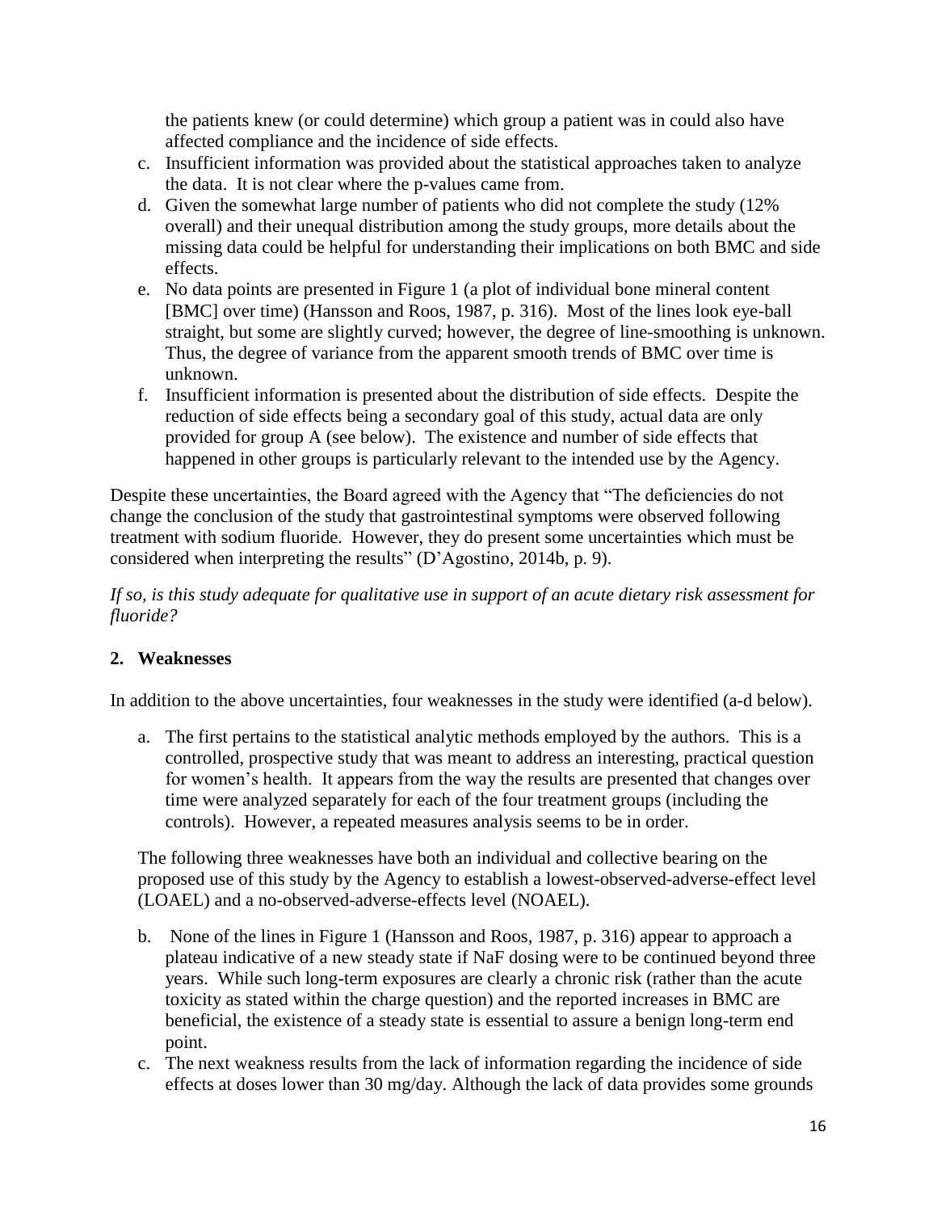the patients knew (or could determine) which group a patient was in could also have affected compliance and the incidence of side effects.

c. Insufficient information was provided about the statistical approaches taken to analyze the data. It is not clear where the p-values came from.
d. Given the somewhat large number of patients who did not complete the study (12% overall) and their unequal distribution among the study groups, more details about the missing data could be helpful for understanding their implications on both BMC and side effects.
e. No data points are presented in Figure 1 (a plot of individual bone mineral content [BMC] over time) (Hansson and Roos, 1987, p. 316). Most of the lines look eye-ball straight, but some are slightly curved; however, the degree of line-smoothing is unknown. Thus, the degree of variance from the apparent smooth trends of BMC over time is unknown.
f. Insufficient information is presented about the distribution of side effects. Despite the reduction of side effects being a secondary goal of this study, actual data are only provided for group A (see below). The existence and number of side effects that happened in other groups is particularly relevant to the intended use by the Agency.

Despite these uncertainties, the Board agreed with the Agency that "The deficiencies do not change the conclusion of the study that gastrointestinal symptoms were observed following treatment with sodium fluoride. However, they do present some uncertainties which must be considered when interpreting the results" (D'Agostino, 2014b, p. 9).

*If so, is this study adequate for qualitative use in support of an acute dietary risk assessment for fluoride?*

## 2. Weaknesses

In addition to the above uncertainties, four weaknesses in the study were identified (a-d below).

a. The first pertains to the statistical analytic methods employed by the authors. This is a controlled, prospective study that was meant to address an interesting, practical question for women's health. It appears from the way the results are presented that changes over time were analyzed separately for each of the four treatment groups (including the controls). However, a repeated measures analysis seems to be in order.

The following three weaknesses have both an individual and collective bearing on the proposed use of this study by the Agency to establish a lowest-observed-adverse-effect level (LOAEL) and a no-observed-adverse-effects level (NOAEL).

b. None of the lines in Figure 1 (Hansson and Roos, 1987, p. 316) appear to approach a plateau indicative of a new steady state if NaF dosing were to be continued beyond three years. While such long-term exposures are clearly a chronic risk (rather than the acute toxicity as stated within the charge question) and the reported increases in BMC are beneficial, the existence of a steady state is essential to assure a benign long-term end point.
c. The next weakness results from the lack of information regarding the incidence of side effects at doses lower than 30 mg/day. Although the lack of data provides some grounds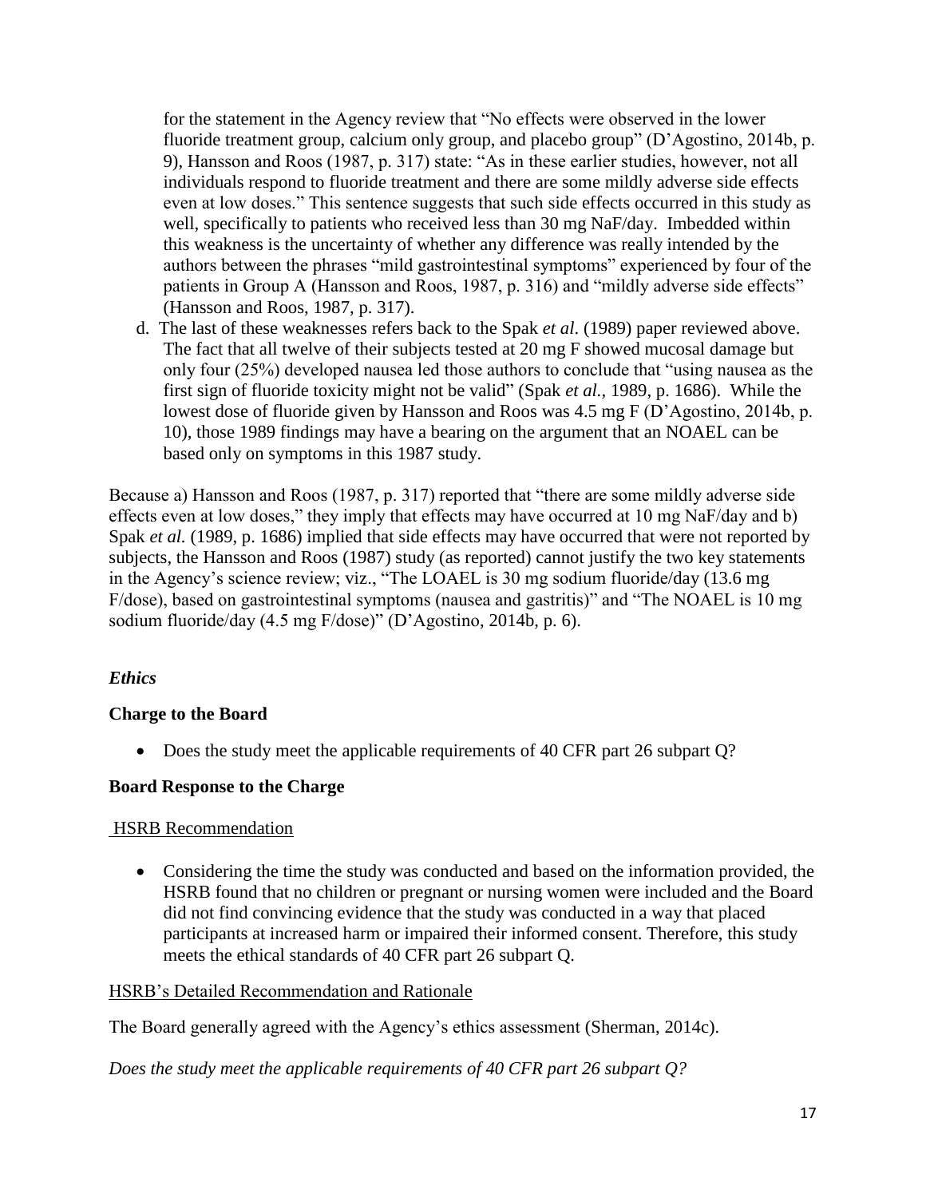for the statement in the Agency review that "No effects were observed in the lower fluoride treatment group, calcium only group, and placebo group" (D'Agostino, 2014b, p. 9), Hansson and Roos (1987, p. 317) state: "As in these earlier studies, however, not all individuals respond to fluoride treatment and there are some mildly adverse side effects even at low doses." This sentence suggests that such side effects occurred in this study as well, specifically to patients who received less than 30 mg NaF/day. Imbedded within this weakness is the uncertainty of whether any difference was really intended by the authors between the phrases "mild gastrointestinal symptoms" experienced by four of the patients in Group A (Hansson and Roos, 1987, p. 316) and "mildly adverse side effects" (Hansson and Roos, 1987, p. 317).

d. The last of these weaknesses refers back to the Spak *et al*. (1989) paper reviewed above. The fact that all twelve of their subjects tested at 20 mg F showed mucosal damage but only four (25%) developed nausea led those authors to conclude that "using nausea as the first sign of fluoride toxicity might not be valid" (Spak *et al.,* 1989, p. 1686). While the lowest dose of fluoride given by Hansson and Roos was 4.5 mg F (D'Agostino, 2014b, p. 10), those 1989 findings may have a bearing on the argument that an NOAEL can be based only on symptoms in this 1987 study.

Because a) Hansson and Roos (1987, p. 317) reported that "there are some mildly adverse side effects even at low doses," they imply that effects may have occurred at 10 mg NaF/day and b) Spak *et al.* (1989, p. 1686) implied that side effects may have occurred that were not reported by subjects, the Hansson and Roos (1987) study (as reported) cannot justify the two key statements in the Agency's science review; viz., "The LOAEL is 30 mg sodium fluoride/day (13.6 mg F/dose), based on gastrointestinal symptoms (nausea and gastritis)" and "The NOAEL is 10 mg sodium fluoride/day (4.5 mg F/dose)" (D'Agostino, 2014b, p. 6).

### *Ethics*

**Charge to the Board**

- Does the study meet the applicable requirements of 40 CFR part 26 subpart Q?

**Board Response to the Charge**

HSRB Recommendation

- Considering the time the study was conducted and based on the information provided, the HSRB found that no children or pregnant or nursing women were included and the Board did not find convincing evidence that the study was conducted in a way that placed participants at increased harm or impaired their informed consent. Therefore, this study meets the ethical standards of 40 CFR part 26 subpart Q.

HSRB's Detailed Recommendation and Rationale

The Board generally agreed with the Agency's ethics assessment (Sherman, 2014c).

*Does the study meet the applicable requirements of 40 CFR part 26 subpart Q?*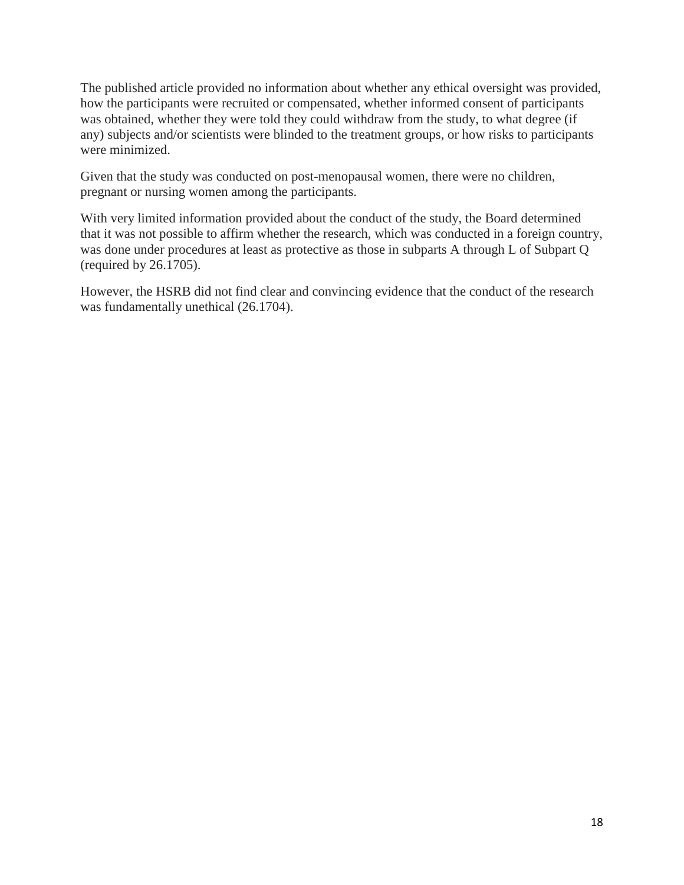The published article provided no information about whether any ethical oversight was provided, how the participants were recruited or compensated, whether informed consent of participants was obtained, whether they were told they could withdraw from the study, to what degree (if any) subjects and/or scientists were blinded to the treatment groups, or how risks to participants were minimized.

Given that the study was conducted on post-menopausal women, there were no children, pregnant or nursing women among the participants.

With very limited information provided about the conduct of the study, the Board determined that it was not possible to affirm whether the research, which was conducted in a foreign country, was done under procedures at least as protective as those in subparts A through L of Subpart Q (required by 26.1705).

However, the HSRB did not find clear and convincing evidence that the conduct of the research was fundamentally unethical (26.1704).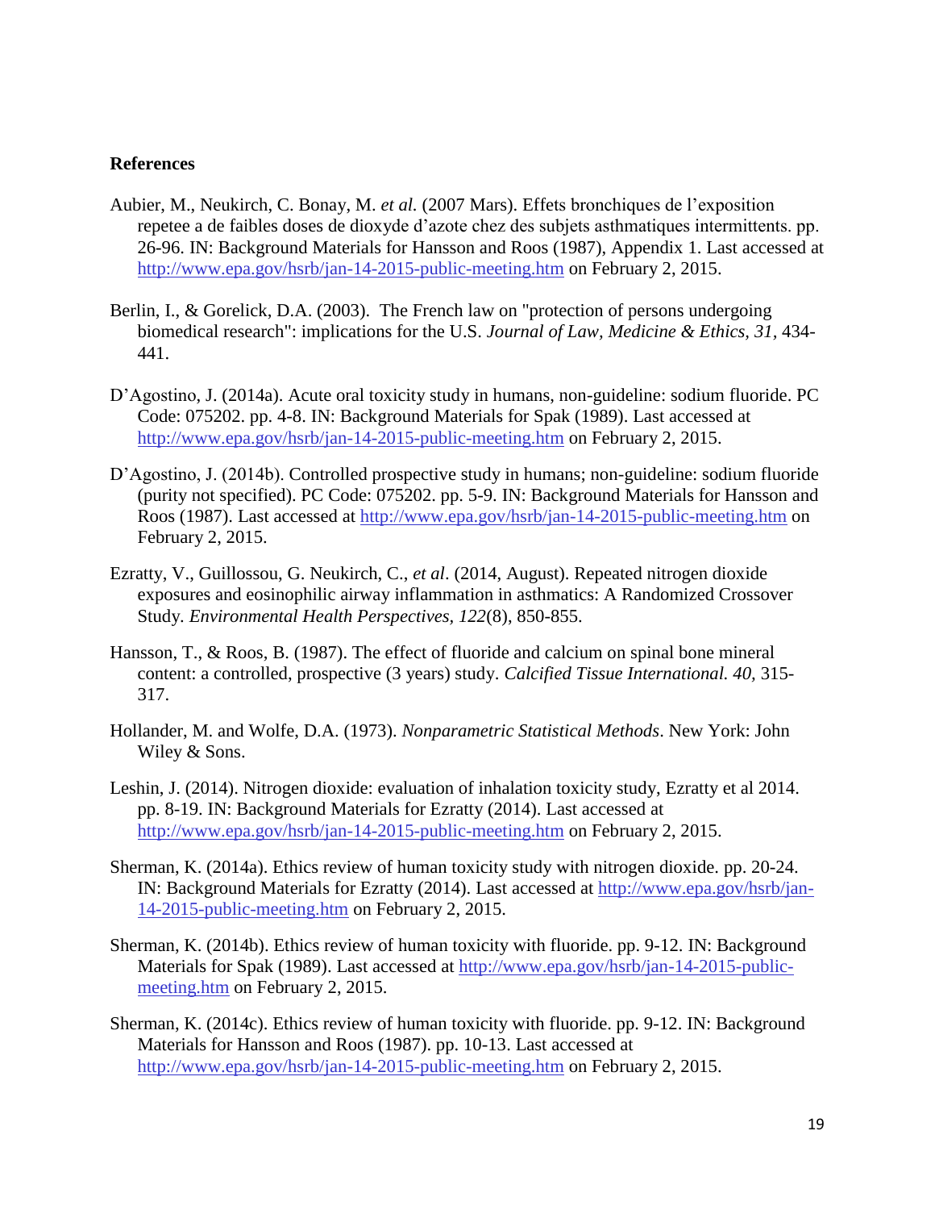## References

Aubier, M., Neukirch, C. Bonay, M. *et al.* (2007 Mars). Effets bronchiques de l'exposition repetee a de faibles doses de dioxyde d'azote chez des subjets asthmatiques intermittents. pp. 26-96. IN: Background Materials for Hansson and Roos (1987), Appendix 1. Last accessed at http://www.epa.gov/hsrb/jan-14-2015-public-meeting.htm on February 2, 2015.

Berlin, I., & Gorelick, D.A. (2003). The French law on "protection of persons undergoing biomedical research": implications for the U.S. *Journal of Law, Medicine & Ethics*, *31*, 434-441.

D'Agostino, J. (2014a). Acute oral toxicity study in humans, non-guideline: sodium fluoride. PC Code: 075202. pp. 4-8. IN: Background Materials for Spak (1989). Last accessed at http://www.epa.gov/hsrb/jan-14-2015-public-meeting.htm on February 2, 2015.

D'Agostino, J. (2014b). Controlled prospective study in humans; non-guideline: sodium fluoride (purity not specified). PC Code: 075202. pp. 5-9. IN: Background Materials for Hansson and Roos (1987). Last accessed at http://www.epa.gov/hsrb/jan-14-2015-public-meeting.htm on February 2, 2015.

Ezratty, V., Guillossou, G. Neukirch, C., *et al*. (2014, August). Repeated nitrogen dioxide exposures and eosinophilic airway inflammation in asthmatics: A Randomized Crossover Study. *Environmental Health Perspectives, 122*(8), 850-855.

Hansson, T., & Roos, B. (1987). The effect of fluoride and calcium on spinal bone mineral content: a controlled, prospective (3 years) study. *Calcified Tissue International. 40,* 315-317.

Hollander, M. and Wolfe, D.A. (1973). *Nonparametric Statistical Methods*. New York: John Wiley & Sons.

Leshin, J. (2014). Nitrogen dioxide: evaluation of inhalation toxicity study, Ezratty et al 2014. pp. 8-19. IN: Background Materials for Ezratty (2014). Last accessed at http://www.epa.gov/hsrb/jan-14-2015-public-meeting.htm on February 2, 2015.

Sherman, K. (2014a). Ethics review of human toxicity study with nitrogen dioxide. pp. 20-24. IN: Background Materials for Ezratty (2014). Last accessed at http://www.epa.gov/hsrb/jan-14-2015-public-meeting.htm on February 2, 2015.

Sherman, K. (2014b). Ethics review of human toxicity with fluoride. pp. 9-12. IN: Background Materials for Spak (1989). Last accessed at http://www.epa.gov/hsrb/jan-14-2015-public-meeting.htm on February 2, 2015.

Sherman, K. (2014c). Ethics review of human toxicity with fluoride. pp. 9-12. IN: Background Materials for Hansson and Roos (1987). pp. 10-13. Last accessed at http://www.epa.gov/hsrb/jan-14-2015-public-meeting.htm on February 2, 2015.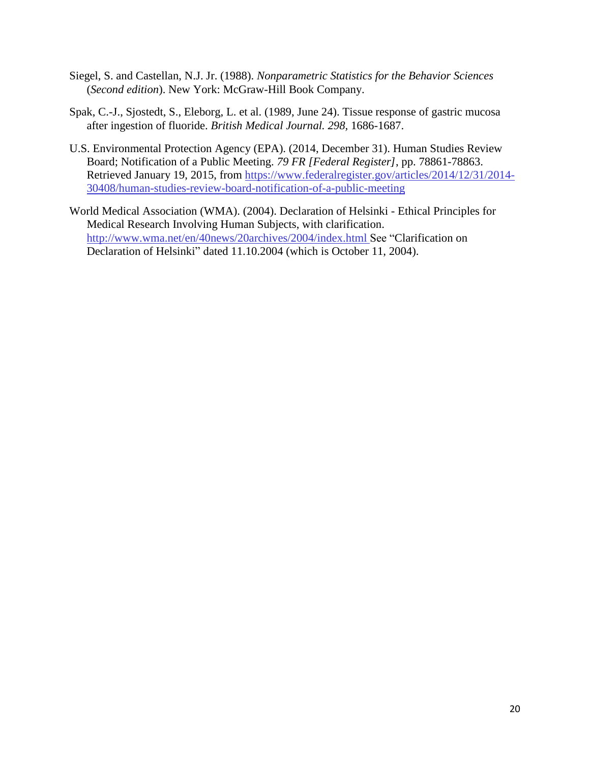Siegel, S. and Castellan, N.J. Jr. (1988). *Nonparametric Statistics for the Behavior Sciences* (*Second edition*). New York: McGraw-Hill Book Company.

Spak, C.-J., Sjostedt, S., Eleborg, L. et al. (1989, June 24). Tissue response of gastric mucosa after ingestion of fluoride. *British Medical Journal. 298*, 1686-1687.

U.S. Environmental Protection Agency (EPA). (2014, December 31). Human Studies Review Board; Notification of a Public Meeting. *79 FR [Federal Register]*, pp. 78861-78863. Retrieved January 19, 2015, from https://www.federalregister.gov/articles/2014/12/31/2014-30408/human-studies-review-board-notification-of-a-public-meeting

World Medical Association (WMA). (2004). Declaration of Helsinki - Ethical Principles for Medical Research Involving Human Subjects, with clarification. http://www.wma.net/en/40news/20archives/2004/index.html See "Clarification on Declaration of Helsinki" dated 11.10.2004 (which is October 11, 2004).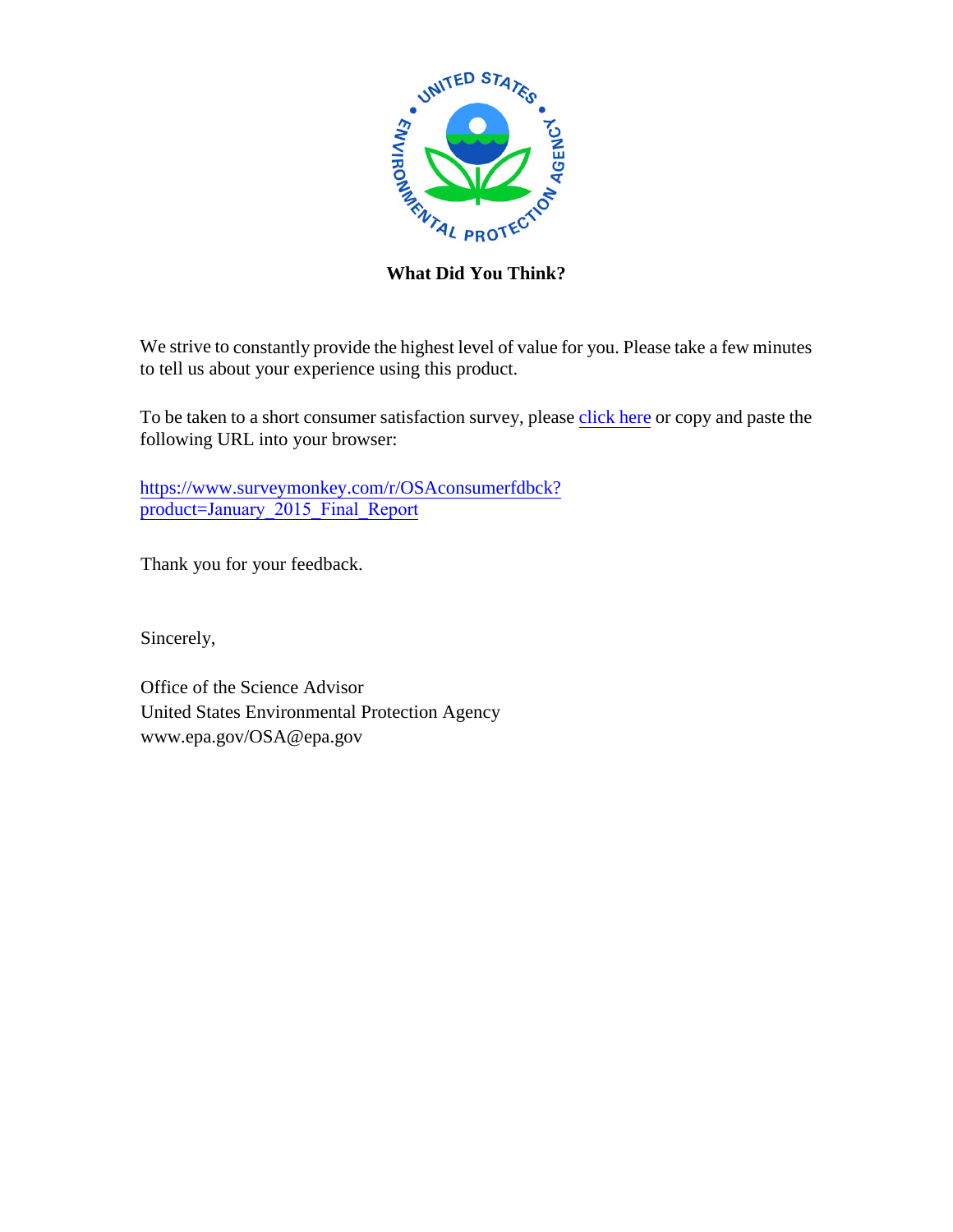**What Did You Think?**

We strive to constantly provide the highest level of value for you. Please take a few minutes to tell us about your experience using this product.

To be taken to a short consumer satisfaction survey, please click here or copy and paste the following URL into your browser:

https://www.surveymonkey.com/r/OSAconsumerfdbck?product=January_2015_Final_Report

Thank you for your feedback.

Sincerely,

Office of the Science Advisor
United States Environmental Protection Agency
www.epa.gov/OSA@epa.gov